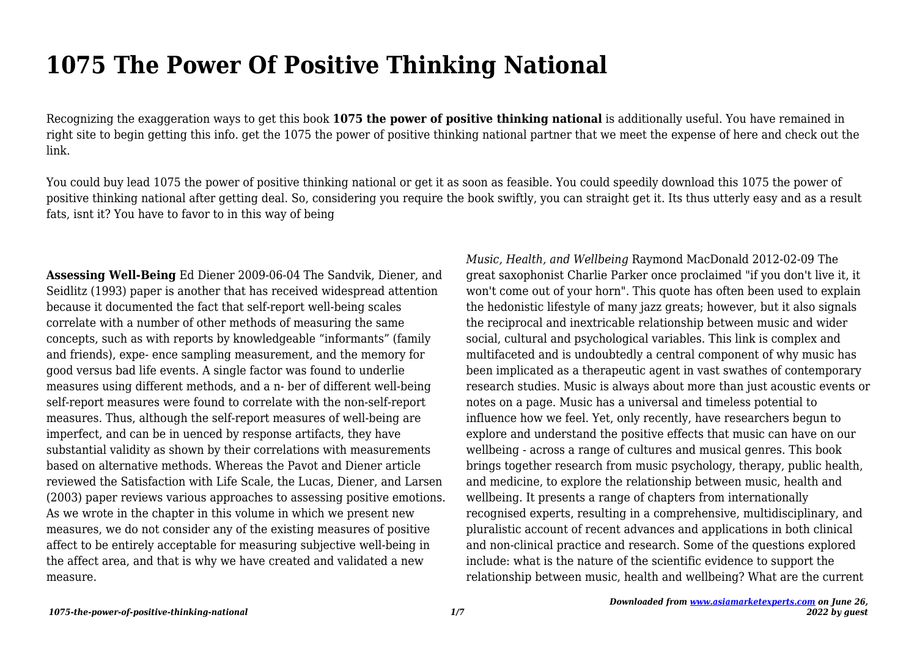# 1075 The Power Of Positive Thinking National

Recognizing the exaggeration ways to get this book **1075 the power of positive thinking national** is additionally useful. You have remained in right site to begin getting this info. get the 1075 the power of positive thinking national partner that we meet the expense of here and check out the link.

You could buy lead 1075 the power of positive thinking national or get it as soon as feasible. You could speedily download this 1075 the power of positive thinking national after getting deal. So, considering you require the book swiftly, you can straight get it. Its thus utterly easy and as a result fats, isnt it? You have to favor to in this way of being

**Assessing Well-Being** Ed Diener 2009-06-04 The Sandvik, Diener, and Seidlitz (1993) paper is another that has received widespread attention because it documented the fact that self-report well-being scales correlate with a number of other methods of measuring the same concepts, such as with reports by knowledgeable "informants" (family and friends), expe- ence sampling measurement, and the memory for good versus bad life events. A single factor was found to underlie measures using different methods, and a n- ber of different well-being self-report measures were found to correlate with the non-self-report measures. Thus, although the self-report measures of well-being are imperfect, and can be in uenced by response artifacts, they have substantial validity as shown by their correlations with measurements based on alternative methods. Whereas the Pavot and Diener article reviewed the Satisfaction with Life Scale, the Lucas, Diener, and Larsen (2003) paper reviews various approaches to assessing positive emotions. As we wrote in the chapter in this volume in which we present new measures, we do not consider any of the existing measures of positive affect to be entirely acceptable for measuring subjective well-being in the affect area, and that is why we have created and validated a new measure.

*Music, Health, and Wellbeing* Raymond MacDonald 2012-02-09 The great saxophonist Charlie Parker once proclaimed "if you don't live it, it won't come out of your horn". This quote has often been used to explain the hedonistic lifestyle of many jazz greats; however, but it also signals the reciprocal and inextricable relationship between music and wider social, cultural and psychological variables. This link is complex and multifaceted and is undoubtedly a central component of why music has been implicated as a therapeutic agent in vast swathes of contemporary research studies. Music is always about more than just acoustic events or notes on a page. Music has a universal and timeless potential to influence how we feel. Yet, only recently, have researchers begun to explore and understand the positive effects that music can have on our wellbeing - across a range of cultures and musical genres. This book brings together research from music psychology, therapy, public health, and medicine, to explore the relationship between music, health and wellbeing. It presents a range of chapters from internationally recognised experts, resulting in a comprehensive, multidisciplinary, and pluralistic account of recent advances and applications in both clinical and non-clinical practice and research. Some of the questions explored include: what is the nature of the scientific evidence to support the relationship between music, health and wellbeing? What are the current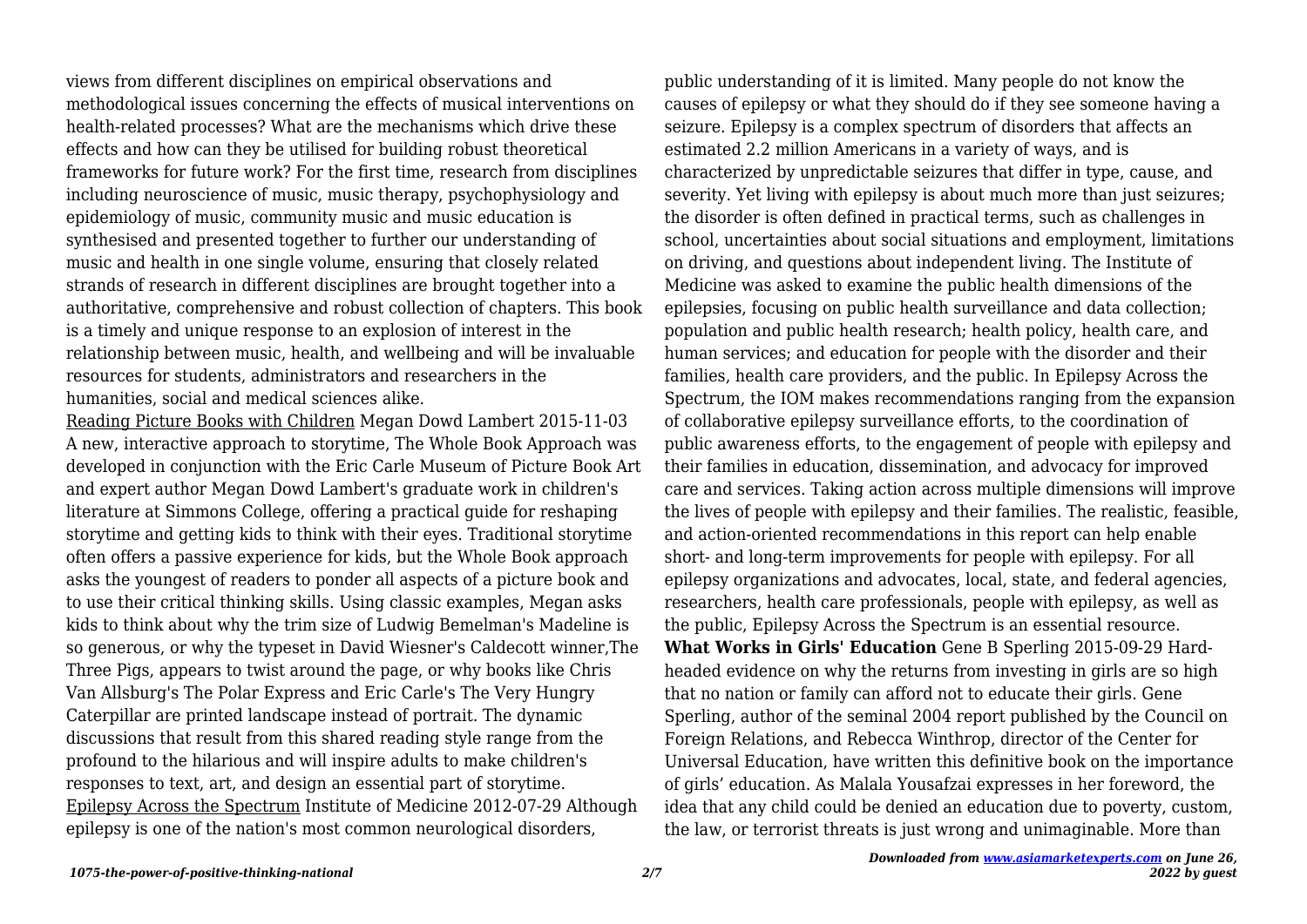views from different disciplines on empirical observations and methodological issues concerning the effects of musical interventions on health-related processes? What are the mechanisms which drive these effects and how can they be utilised for building robust theoretical frameworks for future work? For the first time, research from disciplines including neuroscience of music, music therapy, psychophysiology and epidemiology of music, community music and music education is synthesised and presented together to further our understanding of music and health in one single volume, ensuring that closely related strands of research in different disciplines are brought together into a authoritative, comprehensive and robust collection of chapters. This book is a timely and unique response to an explosion of interest in the relationship between music, health, and wellbeing and will be invaluable resources for students, administrators and researchers in the humanities, social and medical sciences alike.

Reading Picture Books with Children Megan Dowd Lambert 2015-11-03 A new, interactive approach to storytime, The Whole Book Approach was developed in conjunction with the Eric Carle Museum of Picture Book Art and expert author Megan Dowd Lambert's graduate work in children's literature at Simmons College, offering a practical guide for reshaping storytime and getting kids to think with their eyes. Traditional storytime often offers a passive experience for kids, but the Whole Book approach asks the youngest of readers to ponder all aspects of a picture book and to use their critical thinking skills. Using classic examples, Megan asks kids to think about why the trim size of Ludwig Bemelman's Madeline is so generous, or why the typeset in David Wiesner's Caldecott winner,The Three Pigs, appears to twist around the page, or why books like Chris Van Allsburg's The Polar Express and Eric Carle's The Very Hungry Caterpillar are printed landscape instead of portrait. The dynamic discussions that result from this shared reading style range from the profound to the hilarious and will inspire adults to make children's responses to text, art, and design an essential part of storytime.

Epilepsy Across the Spectrum Institute of Medicine 2012-07-29 Although epilepsy is one of the nation's most common neurological disorders, public understanding of it is limited. Many people do not know the causes of epilepsy or what they should do if they see someone having a seizure. Epilepsy is a complex spectrum of disorders that affects an estimated 2.2 million Americans in a variety of ways, and is characterized by unpredictable seizures that differ in type, cause, and severity. Yet living with epilepsy is about much more than just seizures; the disorder is often defined in practical terms, such as challenges in school, uncertainties about social situations and employment, limitations on driving, and questions about independent living. The Institute of Medicine was asked to examine the public health dimensions of the epilepsies, focusing on public health surveillance and data collection; population and public health research; health policy, health care, and human services; and education for people with the disorder and their families, health care providers, and the public. In Epilepsy Across the Spectrum, the IOM makes recommendations ranging from the expansion of collaborative epilepsy surveillance efforts, to the coordination of public awareness efforts, to the engagement of people with epilepsy and their families in education, dissemination, and advocacy for improved care and services. Taking action across multiple dimensions will improve the lives of people with epilepsy and their families. The realistic, feasible, and action-oriented recommendations in this report can help enable short- and long-term improvements for people with epilepsy. For all epilepsy organizations and advocates, local, state, and federal agencies, researchers, health care professionals, people with epilepsy, as well as the public, Epilepsy Across the Spectrum is an essential resource.

**What Works in Girls' Education** Gene B Sperling 2015-09-29 Hard-headed evidence on why the returns from investing in girls are so high that no nation or family can afford not to educate their girls. Gene Sperling, author of the seminal 2004 report published by the Council on Foreign Relations, and Rebecca Winthrop, director of the Center for Universal Education, have written this definitive book on the importance of girls' education. As Malala Yousafzai expresses in her foreword, the idea that any child could be denied an education due to poverty, custom, the law, or terrorist threats is just wrong and unimaginable. More than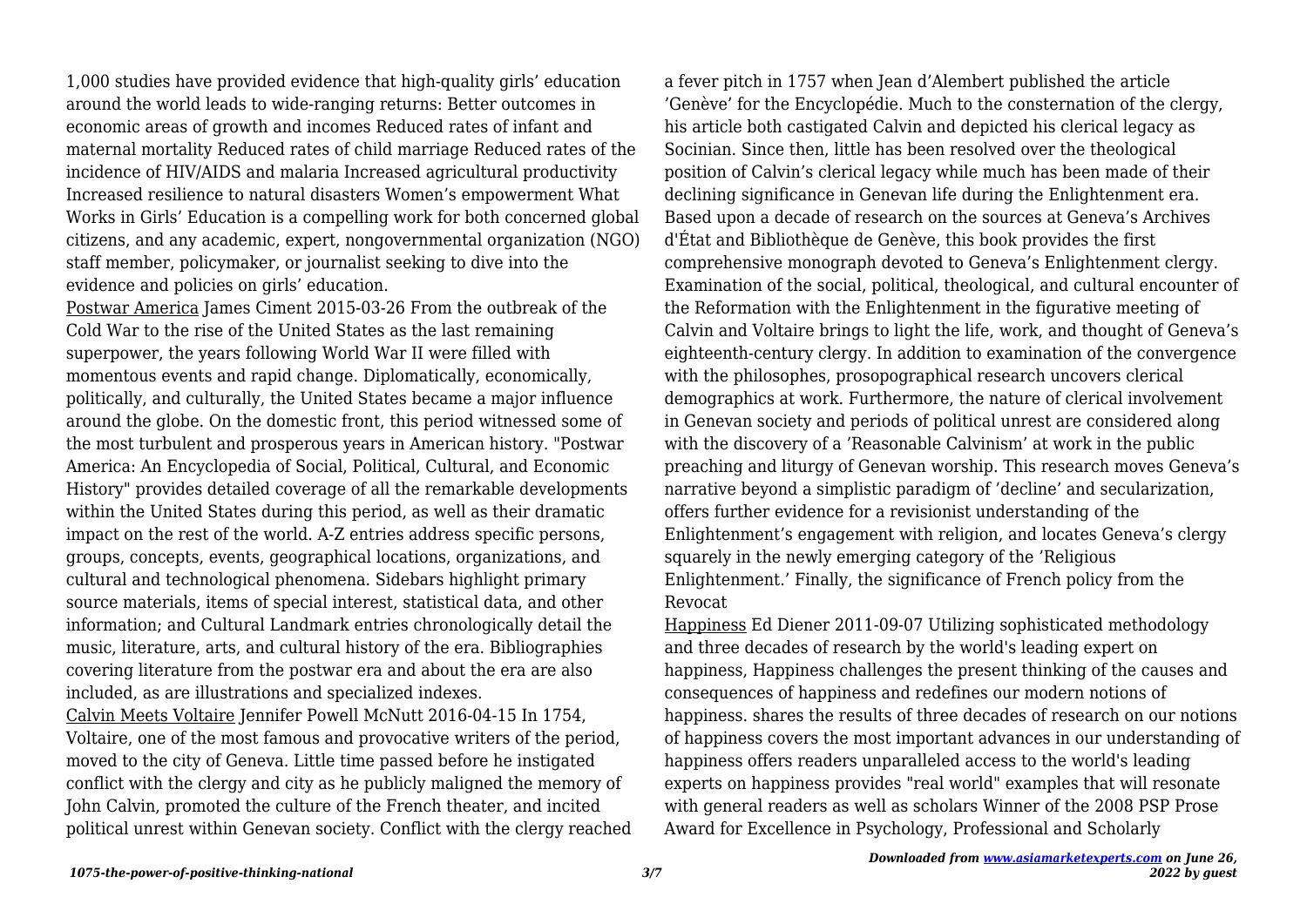1,000 studies have provided evidence that high-quality girls' education around the world leads to wide-ranging returns: Better outcomes in economic areas of growth and incomes Reduced rates of infant and maternal mortality Reduced rates of child marriage Reduced rates of the incidence of HIV/AIDS and malaria Increased agricultural productivity Increased resilience to natural disasters Women's empowerment What Works in Girls' Education is a compelling work for both concerned global citizens, and any academic, expert, nongovernmental organization (NGO) staff member, policymaker, or journalist seeking to dive into the evidence and policies on girls' education.

Postwar America James Ciment 2015-03-26 From the outbreak of the Cold War to the rise of the United States as the last remaining superpower, the years following World War II were filled with momentous events and rapid change. Diplomatically, economically, politically, and culturally, the United States became a major influence around the globe. On the domestic front, this period witnessed some of the most turbulent and prosperous years in American history. "Postwar America: An Encyclopedia of Social, Political, Cultural, and Economic History" provides detailed coverage of all the remarkable developments within the United States during this period, as well as their dramatic impact on the rest of the world. A-Z entries address specific persons, groups, concepts, events, geographical locations, organizations, and cultural and technological phenomena. Sidebars highlight primary source materials, items of special interest, statistical data, and other information; and Cultural Landmark entries chronologically detail the music, literature, arts, and cultural history of the era. Bibliographies covering literature from the postwar era and about the era are also included, as are illustrations and specialized indexes.

Calvin Meets Voltaire Jennifer Powell McNutt 2016-04-15 In 1754, Voltaire, one of the most famous and provocative writers of the period, moved to the city of Geneva. Little time passed before he instigated conflict with the clergy and city as he publicly maligned the memory of John Calvin, promoted the culture of the French theater, and incited political unrest within Genevan society. Conflict with the clergy reached a fever pitch in 1757 when Jean d'Alembert published the article 'Genève' for the Encyclopédie. Much to the consternation of the clergy, his article both castigated Calvin and depicted his clerical legacy as Socinian. Since then, little has been resolved over the theological position of Calvin's clerical legacy while much has been made of their declining significance in Genevan life during the Enlightenment era. Based upon a decade of research on the sources at Geneva's Archives d'État and Bibliothèque de Genève, this book provides the first comprehensive monograph devoted to Geneva's Enlightenment clergy. Examination of the social, political, theological, and cultural encounter of the Reformation with the Enlightenment in the figurative meeting of Calvin and Voltaire brings to light the life, work, and thought of Geneva's eighteenth-century clergy. In addition to examination of the convergence with the philosophes, prosopographical research uncovers clerical demographics at work. Furthermore, the nature of clerical involvement in Genevan society and periods of political unrest are considered along with the discovery of a 'Reasonable Calvinism' at work in the public preaching and liturgy of Genevan worship. This research moves Geneva's narrative beyond a simplistic paradigm of 'decline' and secularization, offers further evidence for a revisionist understanding of the Enlightenment's engagement with religion, and locates Geneva's clergy squarely in the newly emerging category of the 'Religious Enlightenment.' Finally, the significance of French policy from the Revocat

Happiness Ed Diener 2011-09-07 Utilizing sophisticated methodology and three decades of research by the world's leading expert on happiness, Happiness challenges the present thinking of the causes and consequences of happiness and redefines our modern notions of happiness. shares the results of three decades of research on our notions of happiness covers the most important advances in our understanding of happiness offers readers unparalleled access to the world's leading experts on happiness provides "real world" examples that will resonate with general readers as well as scholars Winner of the 2008 PSP Prose Award for Excellence in Psychology, Professional and Scholarly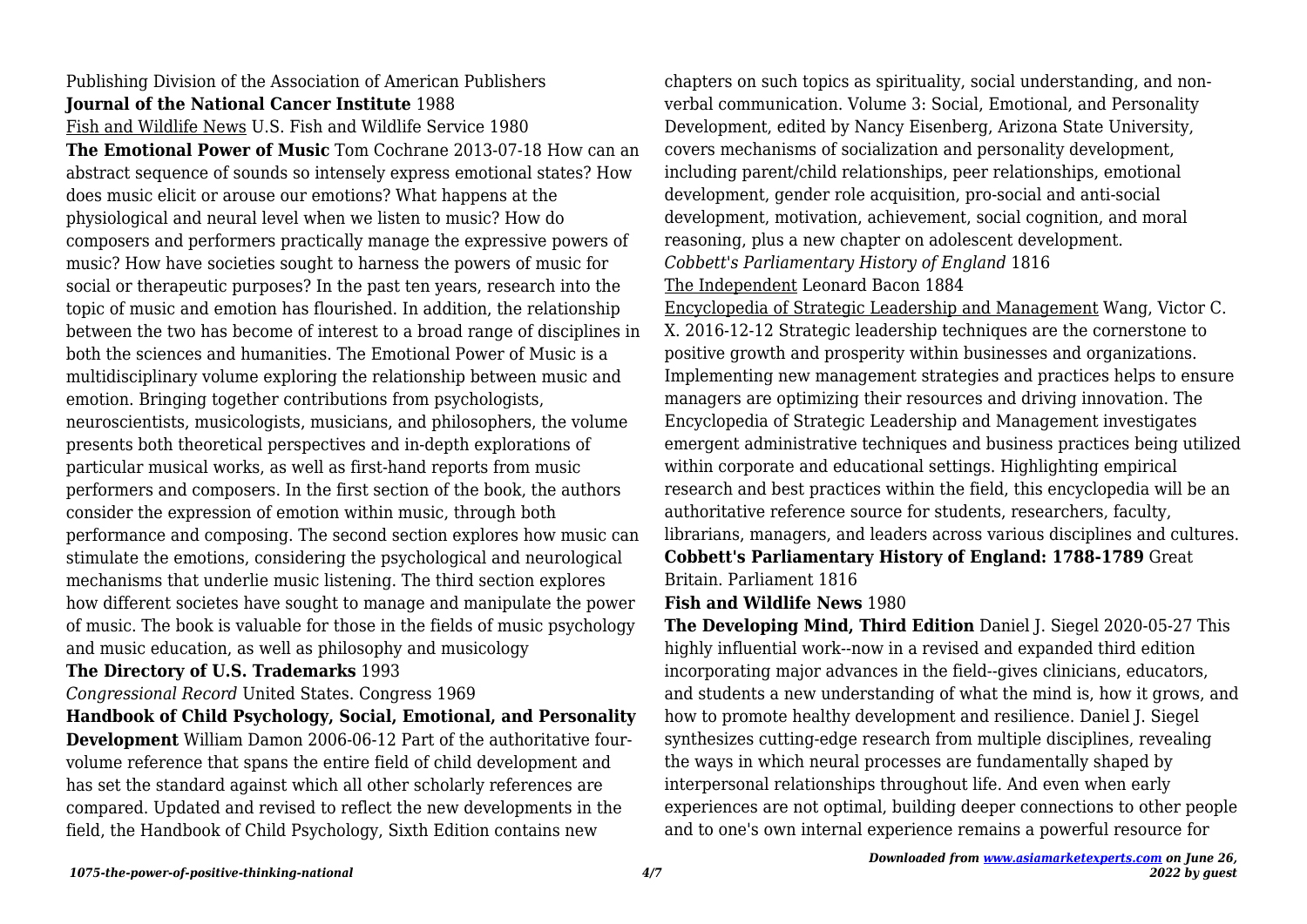Publishing Division of the Association of American Publishers
**Journal of the National Cancer Institute** 1988
Fish and Wildlife News U.S. Fish and Wildlife Service 1980
**The Emotional Power of Music** Tom Cochrane 2013-07-18 How can an abstract sequence of sounds so intensely express emotional states? How does music elicit or arouse our emotions? What happens at the physiological and neural level when we listen to music? How do composers and performers practically manage the expressive powers of music? How have societies sought to harness the powers of music for social or therapeutic purposes? In the past ten years, research into the topic of music and emotion has flourished. In addition, the relationship between the two has become of interest to a broad range of disciplines in both the sciences and humanities. The Emotional Power of Music is a multidisciplinary volume exploring the relationship between music and emotion. Bringing together contributions from psychologists, neuroscientists, musicologists, musicians, and philosophers, the volume presents both theoretical perspectives and in-depth explorations of particular musical works, as well as first-hand reports from music performers and composers. In the first section of the book, the authors consider the expression of emotion within music, through both performance and composing. The second section explores how music can stimulate the emotions, considering the psychological and neurological mechanisms that underlie music listening. The third section explores how different societes have sought to manage and manipulate the power of music. The book is valuable for those in the fields of music psychology and music education, as well as philosophy and musicology
**The Directory of U.S. Trademarks** 1993
*Congressional Record* United States. Congress 1969
**Handbook of Child Psychology, Social, Emotional, and Personality Development** William Damon 2006-06-12 Part of the authoritative four-volume reference that spans the entire field of child development and has set the standard against which all other scholarly references are compared. Updated and revised to reflect the new developments in the field, the Handbook of Child Psychology, Sixth Edition contains new chapters on such topics as spirituality, social understanding, and non-verbal communication. Volume 3: Social, Emotional, and Personality Development, edited by Nancy Eisenberg, Arizona State University, covers mechanisms of socialization and personality development, including parent/child relationships, peer relationships, emotional development, gender role acquisition, pro-social and anti-social development, motivation, achievement, social cognition, and moral reasoning, plus a new chapter on adolescent development.
*Cobbett's Parliamentary History of England* 1816
The Independent Leonard Bacon 1884
Encyclopedia of Strategic Leadership and Management Wang, Victor C. X. 2016-12-12 Strategic leadership techniques are the cornerstone to positive growth and prosperity within businesses and organizations. Implementing new management strategies and practices helps to ensure managers are optimizing their resources and driving innovation. The Encyclopedia of Strategic Leadership and Management investigates emergent administrative techniques and business practices being utilized within corporate and educational settings. Highlighting empirical research and best practices within the field, this encyclopedia will be an authoritative reference source for students, researchers, faculty, librarians, managers, and leaders across various disciplines and cultures.
**Cobbett's Parliamentary History of England: 1788-1789** Great Britain. Parliament 1816
**Fish and Wildlife News** 1980
**The Developing Mind, Third Edition** Daniel J. Siegel 2020-05-27 This highly influential work--now in a revised and expanded third edition incorporating major advances in the field--gives clinicians, educators, and students a new understanding of what the mind is, how it grows, and how to promote healthy development and resilience. Daniel J. Siegel synthesizes cutting-edge research from multiple disciplines, revealing the ways in which neural processes are fundamentally shaped by interpersonal relationships throughout life. And even when early experiences are not optimal, building deeper connections to other people and to one's own internal experience remains a powerful resource for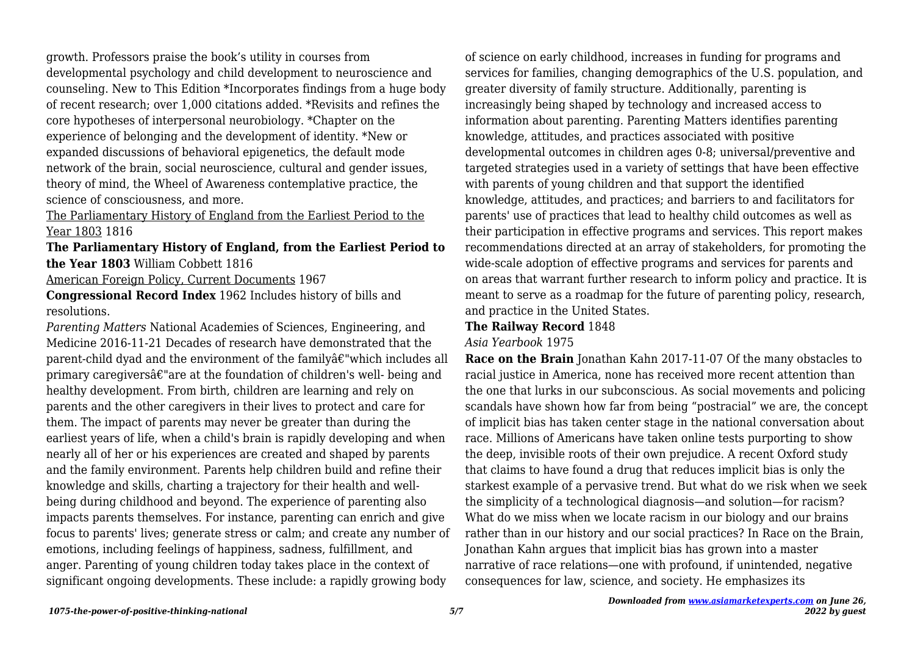growth. Professors praise the book's utility in courses from developmental psychology and child development to neuroscience and counseling. New to This Edition *Incorporates findings from a huge body of recent research; over 1,000 citations added. *Revisits and refines the core hypotheses of interpersonal neurobiology. *Chapter on the experience of belonging and the development of identity. *New or expanded discussions of behavioral epigenetics, the default mode network of the brain, social neuroscience, cultural and gender issues, theory of mind, the Wheel of Awareness contemplative practice, the science of consciousness, and more.

The Parliamentary History of England from the Earliest Period to the Year 1803 1816

**The Parliamentary History of England, from the Earliest Period to the Year 1803** William Cobbett 1816

American Foreign Policy, Current Documents 1967

**Congressional Record Index** 1962 Includes history of bills and resolutions.

*Parenting Matters* National Academies of Sciences, Engineering, and Medicine 2016-11-21 Decades of research have demonstrated that the parent-child dyad and the environment of the familyâ€"which includes all primary caregiversâ€"are at the foundation of children's well- being and healthy development. From birth, children are learning and rely on parents and the other caregivers in their lives to protect and care for them. The impact of parents may never be greater than during the earliest years of life, when a child's brain is rapidly developing and when nearly all of her or his experiences are created and shaped by parents and the family environment. Parents help children build and refine their knowledge and skills, charting a trajectory for their health and well-being during childhood and beyond. The experience of parenting also impacts parents themselves. For instance, parenting can enrich and give focus to parents' lives; generate stress or calm; and create any number of emotions, including feelings of happiness, sadness, fulfillment, and anger. Parenting of young children today takes place in the context of significant ongoing developments. These include: a rapidly growing body of science on early childhood, increases in funding for programs and services for families, changing demographics of the U.S. population, and greater diversity of family structure. Additionally, parenting is increasingly being shaped by technology and increased access to information about parenting. Parenting Matters identifies parenting knowledge, attitudes, and practices associated with positive developmental outcomes in children ages 0-8; universal/preventive and targeted strategies used in a variety of settings that have been effective with parents of young children and that support the identified knowledge, attitudes, and practices; and barriers to and facilitators for parents' use of practices that lead to healthy child outcomes as well as their participation in effective programs and services. This report makes recommendations directed at an array of stakeholders, for promoting the wide-scale adoption of effective programs and services for parents and on areas that warrant further research to inform policy and practice. It is meant to serve as a roadmap for the future of parenting policy, research, and practice in the United States.

**The Railway Record** 1848

*Asia Yearbook* 1975

**Race on the Brain** Jonathan Kahn 2017-11-07 Of the many obstacles to racial justice in America, none has received more recent attention than the one that lurks in our subconscious. As social movements and policing scandals have shown how far from being "postracial" we are, the concept of implicit bias has taken center stage in the national conversation about race. Millions of Americans have taken online tests purporting to show the deep, invisible roots of their own prejudice. A recent Oxford study that claims to have found a drug that reduces implicit bias is only the starkest example of a pervasive trend. But what do we risk when we seek the simplicity of a technological diagnosis—and solution—for racism? What do we miss when we locate racism in our biology and our brains rather than in our history and our social practices? In Race on the Brain, Jonathan Kahn argues that implicit bias has grown into a master narrative of race relations—one with profound, if unintended, negative consequences for law, science, and society. He emphasizes its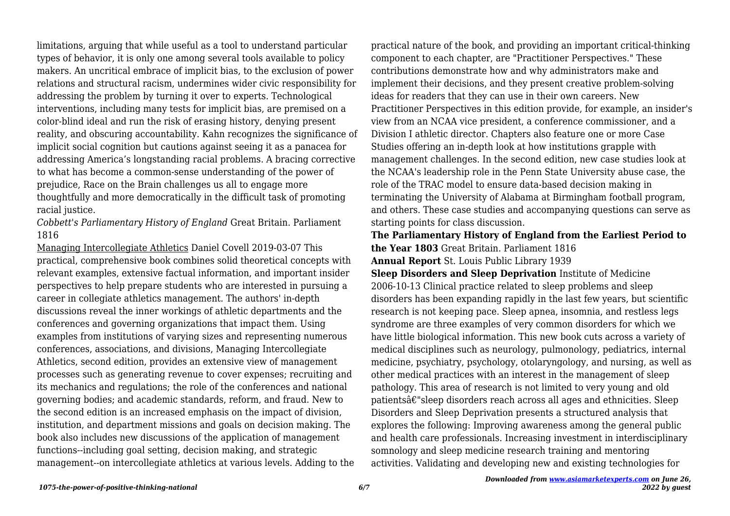limitations, arguing that while useful as a tool to understand particular types of behavior, it is only one among several tools available to policy makers. An uncritical embrace of implicit bias, to the exclusion of power relations and structural racism, undermines wider civic responsibility for addressing the problem by turning it over to experts. Technological interventions, including many tests for implicit bias, are premised on a color-blind ideal and run the risk of erasing history, denying present reality, and obscuring accountability. Kahn recognizes the significance of implicit social cognition but cautions against seeing it as a panacea for addressing America's longstanding racial problems. A bracing corrective to what has become a common-sense understanding of the power of prejudice, Race on the Brain challenges us all to engage more thoughtfully and more democratically in the difficult task of promoting racial justice.

*Cobbett's Parliamentary History of England* Great Britain. Parliament 1816

Managing Intercollegiate Athletics Daniel Covell 2019-03-07 This practical, comprehensive book combines solid theoretical concepts with relevant examples, extensive factual information, and important insider perspectives to help prepare students who are interested in pursuing a career in collegiate athletics management. The authors' in-depth discussions reveal the inner workings of athletic departments and the conferences and governing organizations that impact them. Using examples from institutions of varying sizes and representing numerous conferences, associations, and divisions, Managing Intercollegiate Athletics, second edition, provides an extensive view of management processes such as generating revenue to cover expenses; recruiting and its mechanics and regulations; the role of the conferences and national governing bodies; and academic standards, reform, and fraud. New to the second edition is an increased emphasis on the impact of division, institution, and department missions and goals on decision making. The book also includes new discussions of the application of management functions--including goal setting, decision making, and strategic management--on intercollegiate athletics at various levels. Adding to the practical nature of the book, and providing an important critical-thinking component to each chapter, are "Practitioner Perspectives." These contributions demonstrate how and why administrators make and implement their decisions, and they present creative problem-solving ideas for readers that they can use in their own careers. New Practitioner Perspectives in this edition provide, for example, an insider's view from an NCAA vice president, a conference commissioner, and a Division I athletic director. Chapters also feature one or more Case Studies offering an in-depth look at how institutions grapple with management challenges. In the second edition, new case studies look at the NCAA's leadership role in the Penn State University abuse case, the role of the TRAC model to ensure data-based decision making in terminating the University of Alabama at Birmingham football program, and others. These case studies and accompanying questions can serve as starting points for class discussion.

**The Parliamentary History of England from the Earliest Period to the Year 1803** Great Britain. Parliament 1816

**Annual Report** St. Louis Public Library 1939

**Sleep Disorders and Sleep Deprivation** Institute of Medicine 2006-10-13 Clinical practice related to sleep problems and sleep disorders has been expanding rapidly in the last few years, but scientific research is not keeping pace. Sleep apnea, insomnia, and restless legs syndrome are three examples of very common disorders for which we have little biological information. This new book cuts across a variety of medical disciplines such as neurology, pulmonology, pediatrics, internal medicine, psychiatry, psychology, otolaryngology, and nursing, as well as other medical practices with an interest in the management of sleep pathology. This area of research is not limited to very young and old patientsâ€"sleep disorders reach across all ages and ethnicities. Sleep Disorders and Sleep Deprivation presents a structured analysis that explores the following: Improving awareness among the general public and health care professionals. Increasing investment in interdisciplinary somnology and sleep medicine research training and mentoring activities. Validating and developing new and existing technologies for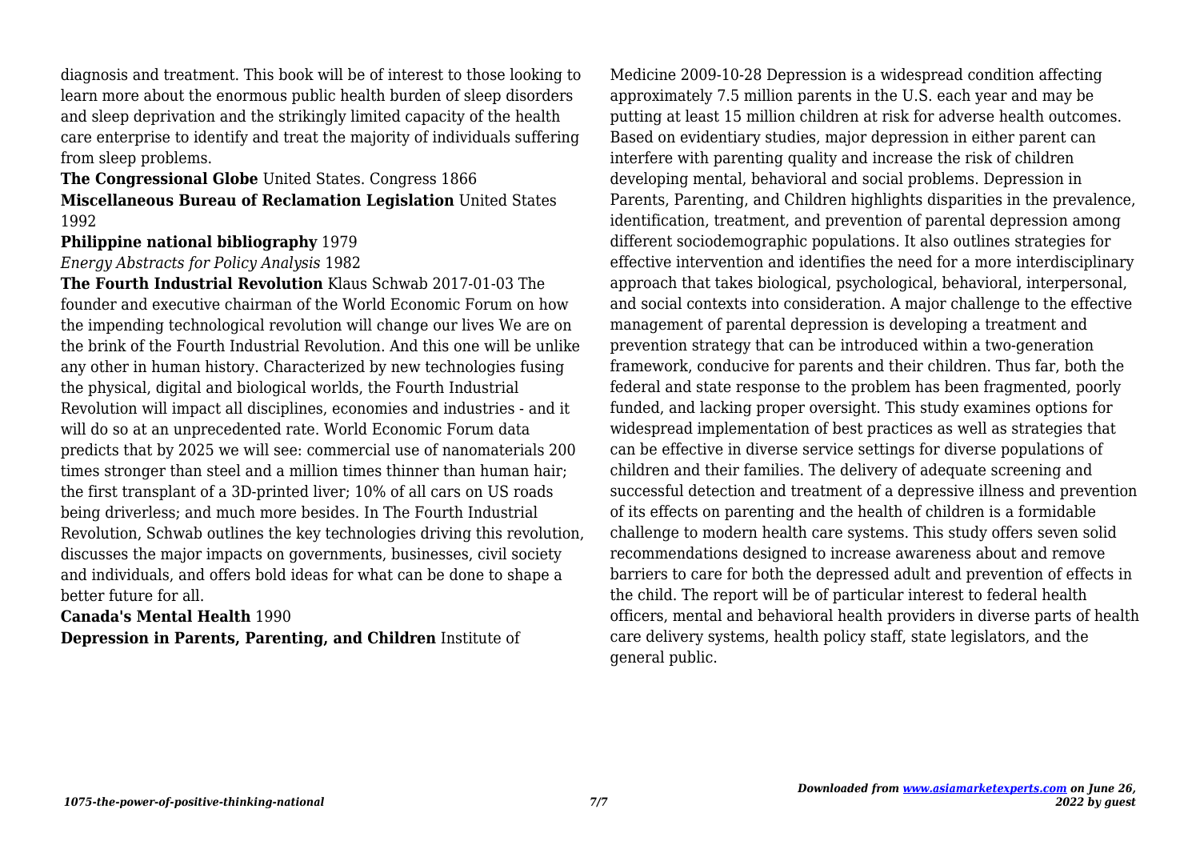diagnosis and treatment. This book will be of interest to those looking to learn more about the enormous public health burden of sleep disorders and sleep deprivation and the strikingly limited capacity of the health care enterprise to identify and treat the majority of individuals suffering from sleep problems.

**The Congressional Globe** United States. Congress 1866

**Miscellaneous Bureau of Reclamation Legislation** United States 1992

**Philippine national bibliography** 1979

*Energy Abstracts for Policy Analysis* 1982

**The Fourth Industrial Revolution** Klaus Schwab 2017-01-03 The founder and executive chairman of the World Economic Forum on how the impending technological revolution will change our lives We are on the brink of the Fourth Industrial Revolution. And this one will be unlike any other in human history. Characterized by new technologies fusing the physical, digital and biological worlds, the Fourth Industrial Revolution will impact all disciplines, economies and industries - and it will do so at an unprecedented rate. World Economic Forum data predicts that by 2025 we will see: commercial use of nanomaterials 200 times stronger than steel and a million times thinner than human hair; the first transplant of a 3D-printed liver; 10% of all cars on US roads being driverless; and much more besides. In The Fourth Industrial Revolution, Schwab outlines the key technologies driving this revolution, discusses the major impacts on governments, businesses, civil society and individuals, and offers bold ideas for what can be done to shape a better future for all.

**Canada's Mental Health** 1990

**Depression in Parents, Parenting, and Children** Institute of Medicine 2009-10-28 Depression is a widespread condition affecting approximately 7.5 million parents in the U.S. each year and may be putting at least 15 million children at risk for adverse health outcomes. Based on evidentiary studies, major depression in either parent can interfere with parenting quality and increase the risk of children developing mental, behavioral and social problems. Depression in Parents, Parenting, and Children highlights disparities in the prevalence, identification, treatment, and prevention of parental depression among different sociodemographic populations. It also outlines strategies for effective intervention and identifies the need for a more interdisciplinary approach that takes biological, psychological, behavioral, interpersonal, and social contexts into consideration. A major challenge to the effective management of parental depression is developing a treatment and prevention strategy that can be introduced within a two-generation framework, conducive for parents and their children. Thus far, both the federal and state response to the problem has been fragmented, poorly funded, and lacking proper oversight. This study examines options for widespread implementation of best practices as well as strategies that can be effective in diverse service settings for diverse populations of children and their families. The delivery of adequate screening and successful detection and treatment of a depressive illness and prevention of its effects on parenting and the health of children is a formidable challenge to modern health care systems. This study offers seven solid recommendations designed to increase awareness about and remove barriers to care for both the depressed adult and prevention of effects in the child. The report will be of particular interest to federal health officers, mental and behavioral health providers in diverse parts of health care delivery systems, health policy staff, state legislators, and the general public.